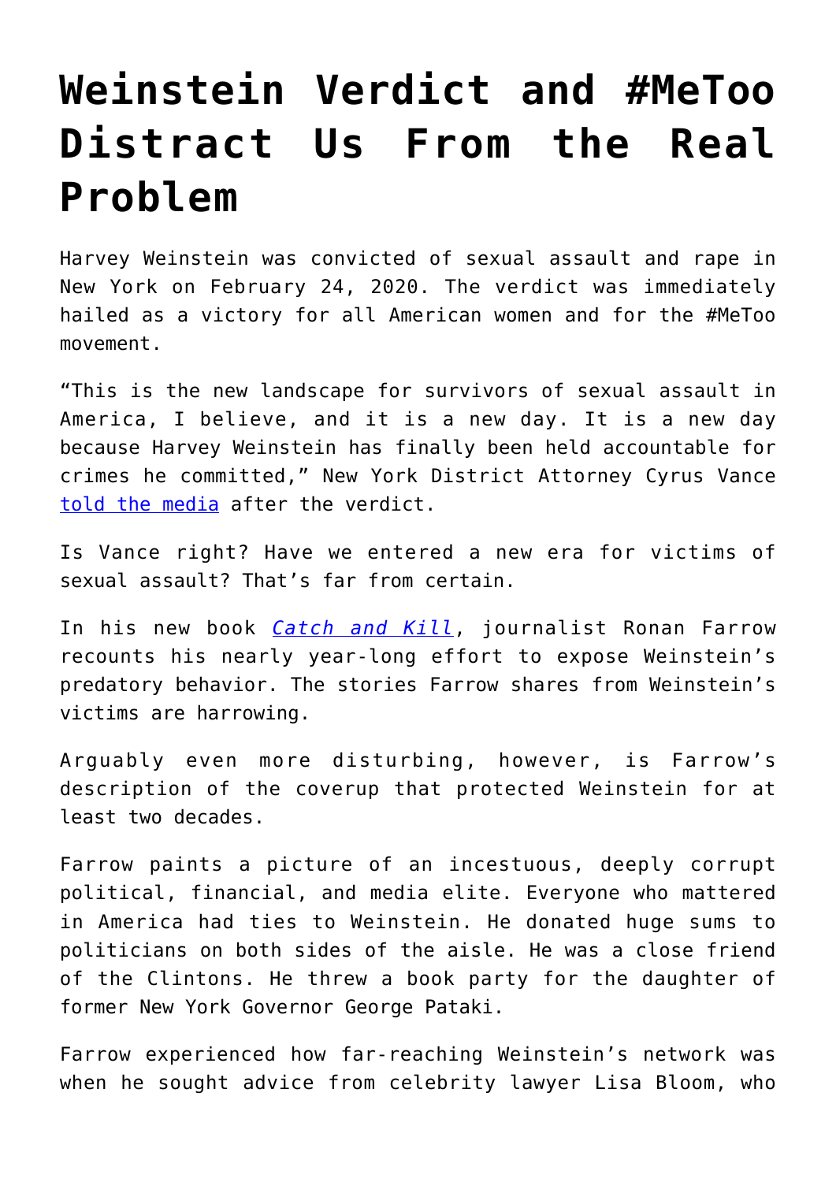# Weinstein Verdict and #MeToo Distract Us From the Real Problem

Harvey Weinstein was convicted of sexual assault and rape in New York on February 24, 2020. The verdict was immediately hailed as a victory for all American women and for the #MeToo movement.

"This is the new landscape for survivors of sexual assault in America, I believe, and it is a new day. It is a new day because Harvey Weinstein has finally been held accountable for crimes he committed," New York District Attorney Cyrus Vance [told the media](told the media) after the verdict.

Is Vance right? Have we entered a new era for victims of sexual assault? That's far from certain.

In his new book [*Catch and Kill*](Catch and Kill), journalist Ronan Farrow recounts his nearly year-long effort to expose Weinstein's predatory behavior. The stories Farrow shares from Weinstein's victims are harrowing.

Arguably even more disturbing, however, is Farrow's description of the coverup that protected Weinstein for at least two decades.

Farrow paints a picture of an incestuous, deeply corrupt political, financial, and media elite. Everyone who mattered in America had ties to Weinstein. He donated huge sums to politicians on both sides of the aisle. He was a close friend of the Clintons. He threw a book party for the daughter of former New York Governor George Pataki.

Farrow experienced how far-reaching Weinstein's network was when he sought advice from celebrity lawyer Lisa Bloom, who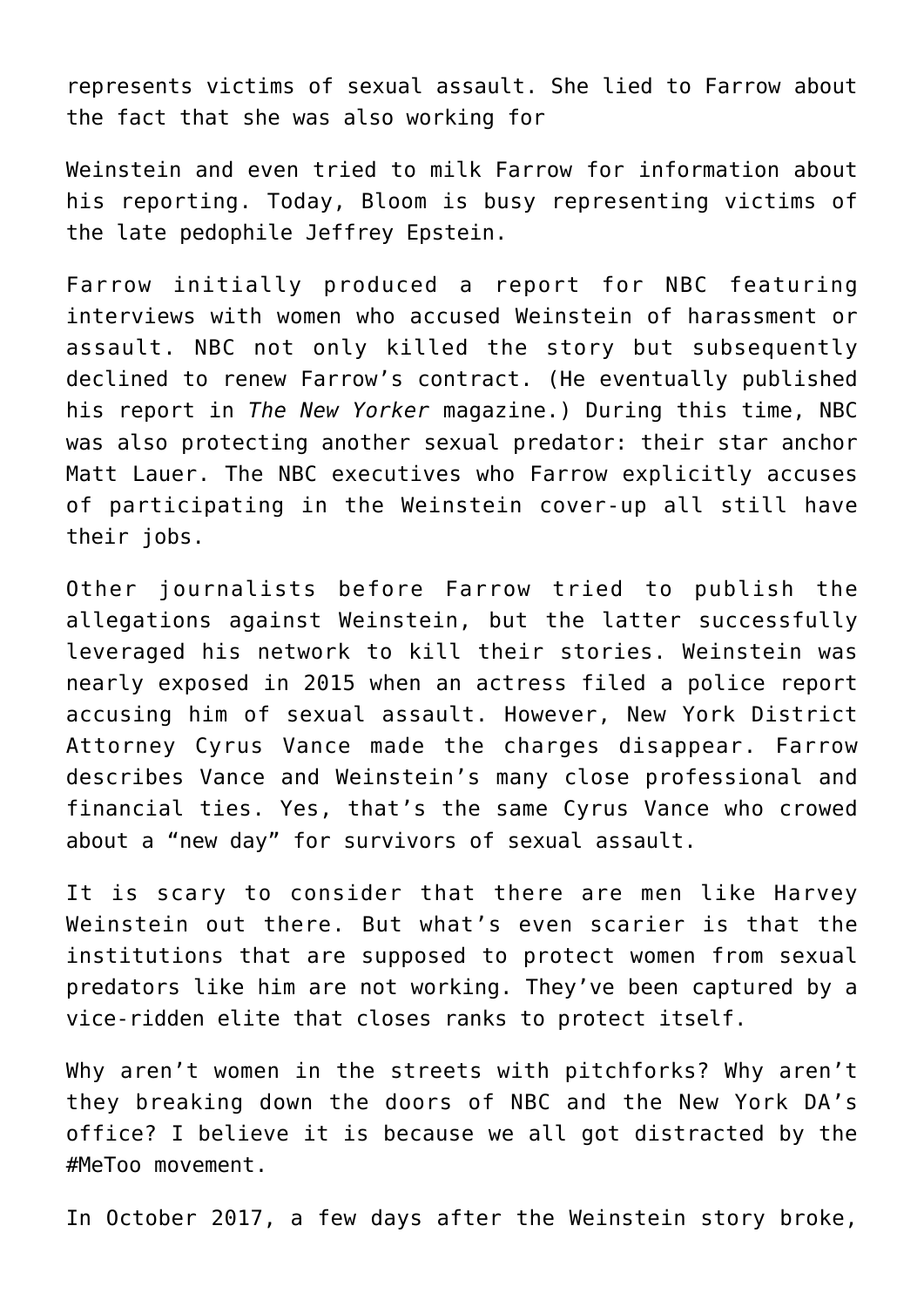represents victims of sexual assault. She lied to Farrow about the fact that she was also working for Weinstein and even tried to milk Farrow for information about his reporting. Today, Bloom is busy representing victims of the late pedophile Jeffrey Epstein.

Farrow initially produced a report for NBC featuring interviews with women who accused Weinstein of harassment or assault. NBC not only killed the story but subsequently declined to renew Farrow's contract. (He eventually published his report in *The New Yorker* magazine.) During this time, NBC was also protecting another sexual predator: their star anchor Matt Lauer. The NBC executives who Farrow explicitly accuses of participating in the Weinstein cover-up all still have their jobs.

Other journalists before Farrow tried to publish the allegations against Weinstein, but the latter successfully leveraged his network to kill their stories. Weinstein was nearly exposed in 2015 when an actress filed a police report accusing him of sexual assault. However, New York District Attorney Cyrus Vance made the charges disappear. Farrow describes Vance and Weinstein's many close professional and financial ties. Yes, that's the same Cyrus Vance who crowed about a "new day" for survivors of sexual assault.

It is scary to consider that there are men like Harvey Weinstein out there. But what's even scarier is that the institutions that are supposed to protect women from sexual predators like him are not working. They've been captured by a vice-ridden elite that closes ranks to protect itself.

Why aren't women in the streets with pitchforks? Why aren't they breaking down the doors of NBC and the New York DA's office? I believe it is because we all got distracted by the #MeToo movement.

In October 2017, a few days after the Weinstein story broke,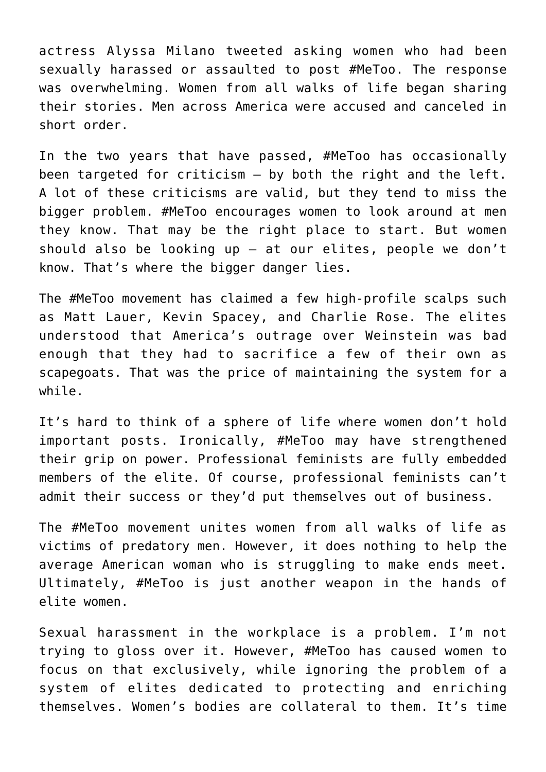actress Alyssa Milano tweeted asking women who had been sexually harassed or assaulted to post #MeToo. The response was overwhelming. Women from all walks of life began sharing their stories. Men across America were accused and canceled in short order.

In the two years that have passed, #MeToo has occasionally been targeted for criticism – by both the right and the left. A lot of these criticisms are valid, but they tend to miss the bigger problem. #MeToo encourages women to look around at men they know. That may be the right place to start. But women should also be looking up – at our elites, people we don't know. That's where the bigger danger lies.

The #MeToo movement has claimed a few high-profile scalps such as Matt Lauer, Kevin Spacey, and Charlie Rose. The elites understood that America's outrage over Weinstein was bad enough that they had to sacrifice a few of their own as scapegoats. That was the price of maintaining the system for a while.

It's hard to think of a sphere of life where women don't hold important posts. Ironically, #MeToo may have strengthened their grip on power. Professional feminists are fully embedded members of the elite. Of course, professional feminists can't admit their success or they'd put themselves out of business.

The #MeToo movement unites women from all walks of life as victims of predatory men. However, it does nothing to help the average American woman who is struggling to make ends meet. Ultimately, #MeToo is just another weapon in the hands of elite women.

Sexual harassment in the workplace is a problem. I'm not trying to gloss over it. However, #MeToo has caused women to focus on that exclusively, while ignoring the problem of a system of elites dedicated to protecting and enriching themselves. Women's bodies are collateral to them. It's time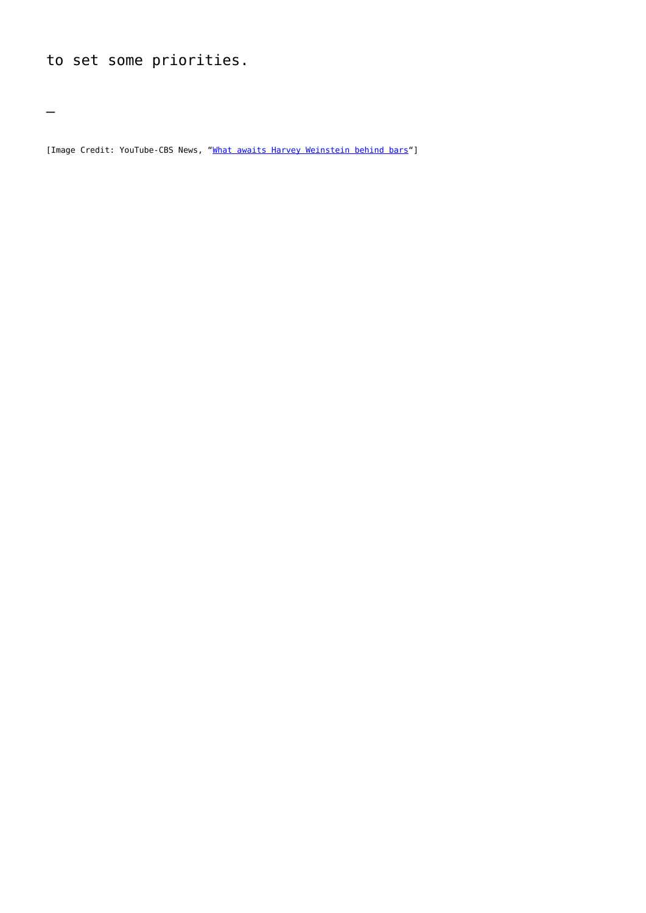to set some priorities.

—

[Image Credit: YouTube-CBS News, "[What awaits Harvey Weinstein behind bars]"]